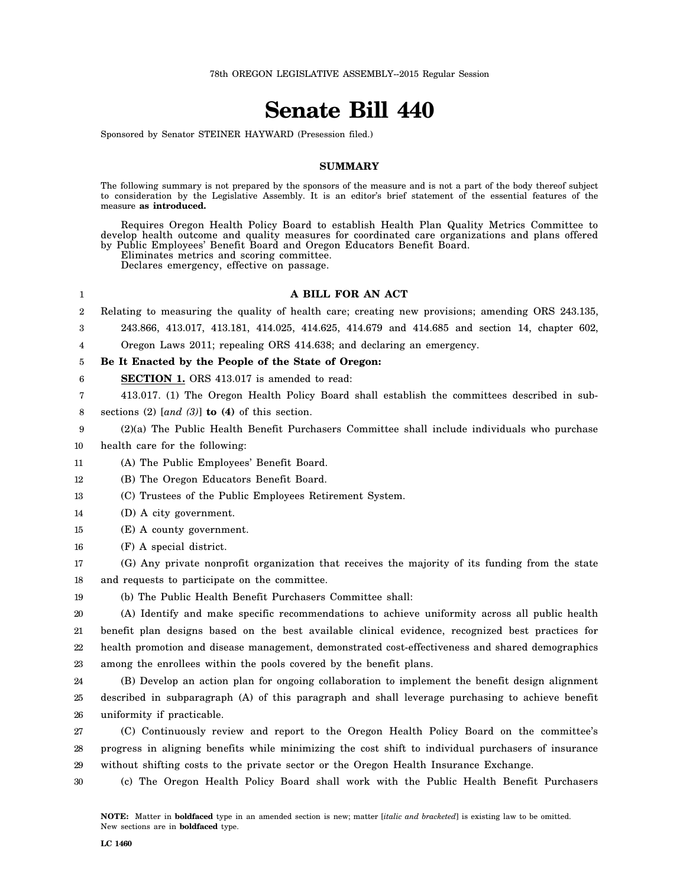78th OREGON LEGISLATIVE ASSEMBLY--2015 Regular Session

# Senate Bill 440

Sponsored by Senator STEINER HAYWARD (Presession filed.)

## SUMMARY

The following summary is not prepared by the sponsors of the measure and is not a part of the body thereof subject to consideration by the Legislative Assembly. It is an editor's brief statement of the essential features of the measure **as introduced.**

Requires Oregon Health Policy Board to establish Health Plan Quality Metrics Committee to develop health outcome and quality measures for coordinated care organizations and plans offered by Public Employees' Benefit Board and Oregon Educators Benefit Board.

Eliminates metrics and scoring committee.

Declares emergency, effective on passage.

### A BILL FOR AN ACT

Relating to measuring the quality of health care; creating new provisions; amending ORS 243.135, 243.866, 413.017, 413.181, 414.025, 414.625, 414.679 and 414.685 and section 14, chapter 602, Oregon Laws 2011; repealing ORS 414.638; and declaring an emergency.

**Be It Enacted by the People of the State of Oregon:**

**SECTION 1.** ORS 413.017 is amended to read:

413.017. (1) The Oregon Health Policy Board shall establish the committees described in subsections (2) [*and (3)*] **to (4)** of this section.

(2)(a) The Public Health Benefit Purchasers Committee shall include individuals who purchase health care for the following:

(A) The Public Employees' Benefit Board.

(B) The Oregon Educators Benefit Board.

(C) Trustees of the Public Employees Retirement System.

(D) A city government.

(E) A county government.

(F) A special district.

(G) Any private nonprofit organization that receives the majority of its funding from the state and requests to participate on the committee.

(b) The Public Health Benefit Purchasers Committee shall:

(A) Identify and make specific recommendations to achieve uniformity across all public health benefit plan designs based on the best available clinical evidence, recognized best practices for health promotion and disease management, demonstrated cost-effectiveness and shared demographics among the enrollees within the pools covered by the benefit plans.

(B) Develop an action plan for ongoing collaboration to implement the benefit design alignment described in subparagraph (A) of this paragraph and shall leverage purchasing to achieve benefit uniformity if practicable.

(C) Continuously review and report to the Oregon Health Policy Board on the committee's progress in aligning benefits while minimizing the cost shift to individual purchasers of insurance without shifting costs to the private sector or the Oregon Health Insurance Exchange.

(c) The Oregon Health Policy Board shall work with the Public Health Benefit Purchasers

**NOTE:** Matter in **boldfaced** type in an amended section is new; matter [*italic and bracketed*] is existing law to be omitted. New sections are in **boldfaced** type.

LC 1460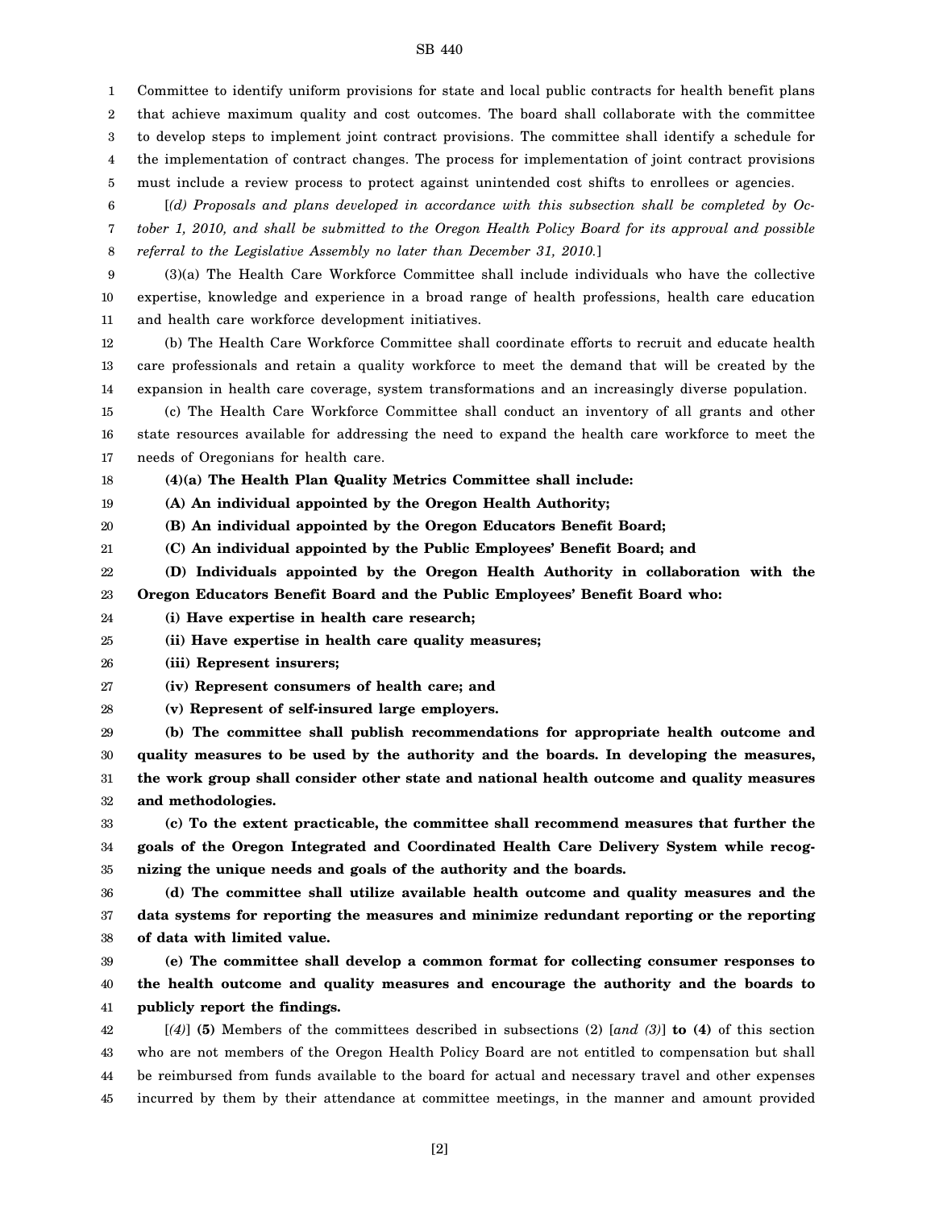Committee to identify uniform provisions for state and local public contracts for health benefit plans that achieve maximum quality and cost outcomes. The board shall collaborate with the committee to develop steps to implement joint contract provisions. The committee shall identify a schedule for the implementation of contract changes. The process for implementation of joint contract provisions must include a review process to protect against unintended cost shifts to enrollees or agencies.

[*(d) Proposals and plans developed in accordance with this subsection shall be completed by October 1, 2010, and shall be submitted to the Oregon Health Policy Board for its approval and possible referral to the Legislative Assembly no later than December 31, 2010.*]

(3)(a) The Health Care Workforce Committee shall include individuals who have the collective expertise, knowledge and experience in a broad range of health professions, health care education and health care workforce development initiatives.

(b) The Health Care Workforce Committee shall coordinate efforts to recruit and educate health care professionals and retain a quality workforce to meet the demand that will be created by the expansion in health care coverage, system transformations and an increasingly diverse population.

(c) The Health Care Workforce Committee shall conduct an inventory of all grants and other state resources available for addressing the need to expand the health care workforce to meet the needs of Oregonians for health care.

**(4)(a) The Health Plan Quality Metrics Committee shall include:**

**(A) An individual appointed by the Oregon Health Authority;**

**(B) An individual appointed by the Oregon Educators Benefit Board;**

**(C) An individual appointed by the Public Employees' Benefit Board; and**

**(D) Individuals appointed by the Oregon Health Authority in collaboration with the Oregon Educators Benefit Board and the Public Employees' Benefit Board who:**

**(i) Have expertise in health care research;**

**(ii) Have expertise in health care quality measures;**

**(iii) Represent insurers;**

**(iv) Represent consumers of health care; and**

**(v) Represent of self-insured large employers.**

**(b) The committee shall publish recommendations for appropriate health outcome and quality measures to be used by the authority and the boards. In developing the measures, the work group shall consider other state and national health outcome and quality measures and methodologies.**

**(c) To the extent practicable, the committee shall recommend measures that further the goals of the Oregon Integrated and Coordinated Health Care Delivery System while recognizing the unique needs and goals of the authority and the boards.**

**(d) The committee shall utilize available health outcome and quality measures and the data systems for reporting the measures and minimize redundant reporting or the reporting of data with limited value.**

**(e) The committee shall develop a common format for collecting consumer responses to the health outcome and quality measures and encourage the authority and the boards to publicly report the findings.**

[*(4)*] **(5)** Members of the committees described in subsections (2) [*and (3)*] **to (4)** of this section who are not members of the Oregon Health Policy Board are not entitled to compensation but shall be reimbursed from funds available to the board for actual and necessary travel and other expenses incurred by them by their attendance at committee meetings, in the manner and amount provided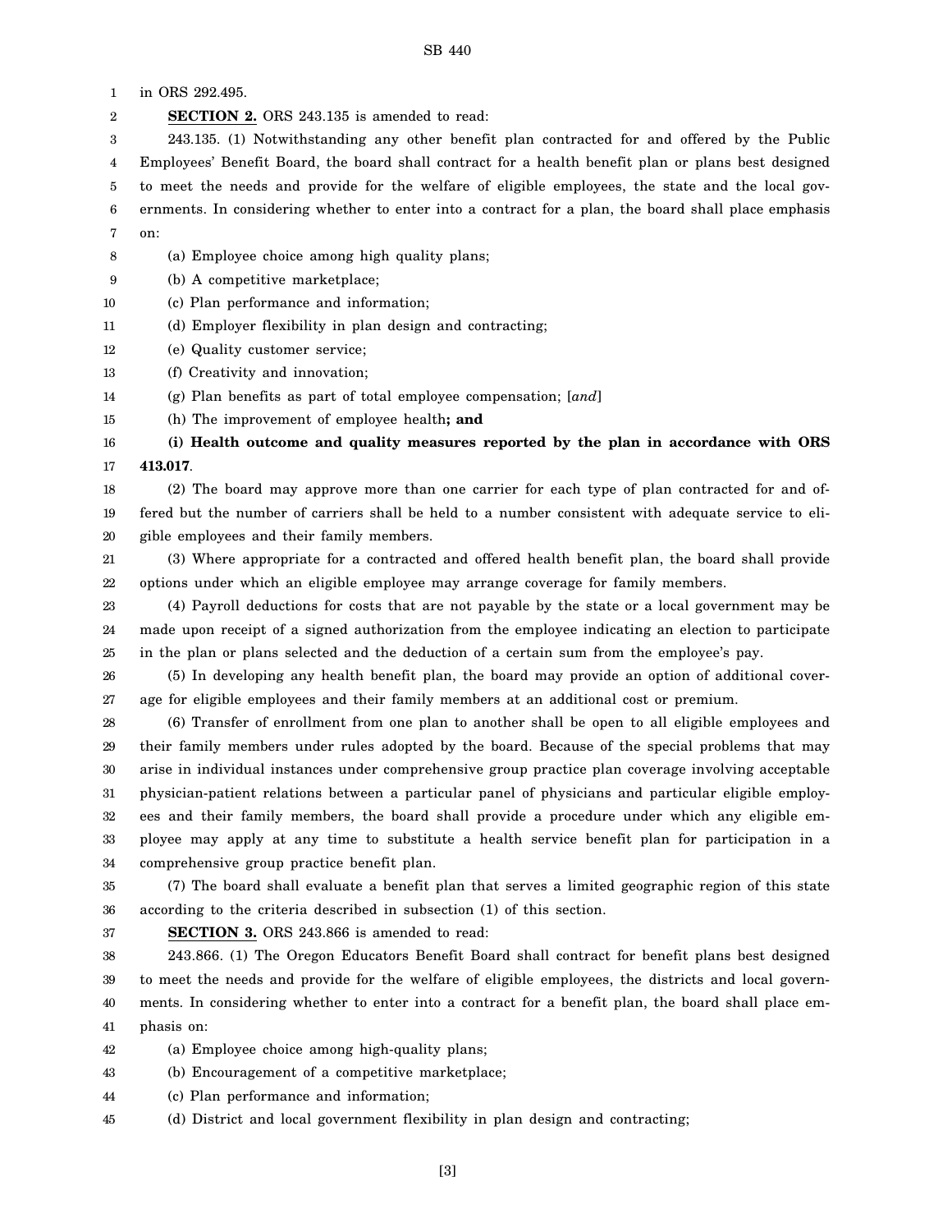in ORS 292.495.

**SECTION 2.** ORS 243.135 is amended to read:

243.135. (1) Notwithstanding any other benefit plan contracted for and offered by the Public Employees' Benefit Board, the board shall contract for a health benefit plan or plans best designed to meet the needs and provide for the welfare of eligible employees, the state and the local governments. In considering whether to enter into a contract for a plan, the board shall place emphasis on:

(a) Employee choice among high quality plans;

(b) A competitive marketplace;

(c) Plan performance and information;

(d) Employer flexibility in plan design and contracting;

(e) Quality customer service;

(f) Creativity and innovation;

(g) Plan benefits as part of total employee compensation; [*and*]

(h) The improvement of employee health**; and**

**(i) Health outcome and quality measures reported by the plan in accordance with ORS 413.017**.

(2) The board may approve more than one carrier for each type of plan contracted for and offered but the number of carriers shall be held to a number consistent with adequate service to eligible employees and their family members.

(3) Where appropriate for a contracted and offered health benefit plan, the board shall provide options under which an eligible employee may arrange coverage for family members.

(4) Payroll deductions for costs that are not payable by the state or a local government may be made upon receipt of a signed authorization from the employee indicating an election to participate in the plan or plans selected and the deduction of a certain sum from the employee's pay.

(5) In developing any health benefit plan, the board may provide an option of additional coverage for eligible employees and their family members at an additional cost or premium.

(6) Transfer of enrollment from one plan to another shall be open to all eligible employees and their family members under rules adopted by the board. Because of the special problems that may arise in individual instances under comprehensive group practice plan coverage involving acceptable physician-patient relations between a particular panel of physicians and particular eligible employees and their family members, the board shall provide a procedure under which any eligible employee may apply at any time to substitute a health service benefit plan for participation in a comprehensive group practice benefit plan.

(7) The board shall evaluate a benefit plan that serves a limited geographic region of this state according to the criteria described in subsection (1) of this section.

**SECTION 3.** ORS 243.866 is amended to read:

243.866. (1) The Oregon Educators Benefit Board shall contract for benefit plans best designed to meet the needs and provide for the welfare of eligible employees, the districts and local governments. In considering whether to enter into a contract for a benefit plan, the board shall place emphasis on:

(a) Employee choice among high-quality plans;

(b) Encouragement of a competitive marketplace;

(c) Plan performance and information;

(d) District and local government flexibility in plan design and contracting;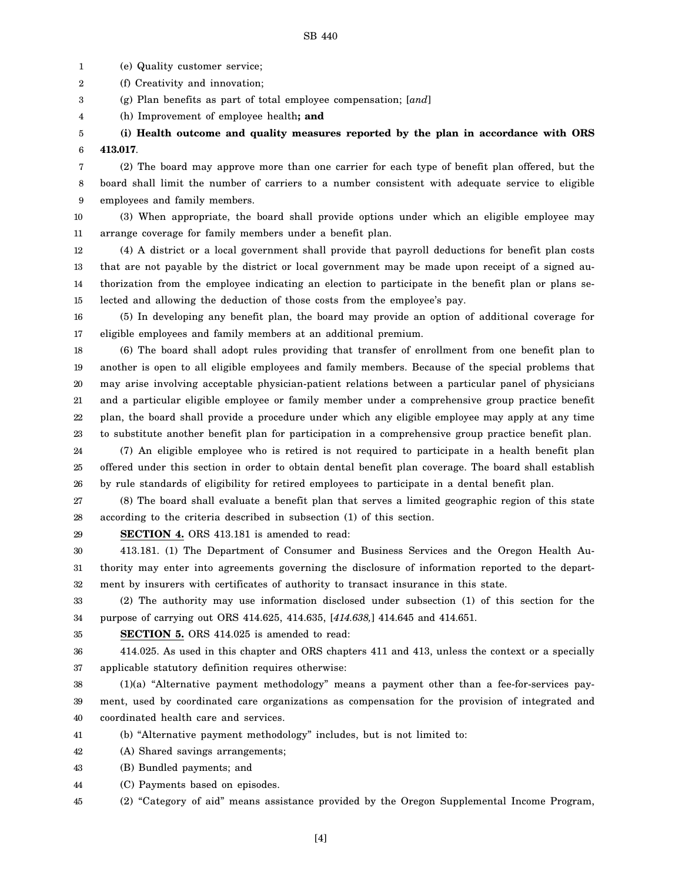(e) Quality customer service;

(f) Creativity and innovation;

(g) Plan benefits as part of total employee compensation; [*and*]

(h) Improvement of employee health**; and**

**(i) Health outcome and quality measures reported by the plan in accordance with ORS 413.017**.

(2) The board may approve more than one carrier for each type of benefit plan offered, but the board shall limit the number of carriers to a number consistent with adequate service to eligible employees and family members.

(3) When appropriate, the board shall provide options under which an eligible employee may arrange coverage for family members under a benefit plan.

(4) A district or a local government shall provide that payroll deductions for benefit plan costs that are not payable by the district or local government may be made upon receipt of a signed authorization from the employee indicating an election to participate in the benefit plan or plans selected and allowing the deduction of those costs from the employee's pay.

(5) In developing any benefit plan, the board may provide an option of additional coverage for eligible employees and family members at an additional premium.

(6) The board shall adopt rules providing that transfer of enrollment from one benefit plan to another is open to all eligible employees and family members. Because of the special problems that may arise involving acceptable physician-patient relations between a particular panel of physicians and a particular eligible employee or family member under a comprehensive group practice benefit plan, the board shall provide a procedure under which any eligible employee may apply at any time to substitute another benefit plan for participation in a comprehensive group practice benefit plan.

(7) An eligible employee who is retired is not required to participate in a health benefit plan offered under this section in order to obtain dental benefit plan coverage. The board shall establish by rule standards of eligibility for retired employees to participate in a dental benefit plan.

(8) The board shall evaluate a benefit plan that serves a limited geographic region of this state according to the criteria described in subsection (1) of this section.

**SECTION 4.** ORS 413.181 is amended to read:

413.181. (1) The Department of Consumer and Business Services and the Oregon Health Authority may enter into agreements governing the disclosure of information reported to the department by insurers with certificates of authority to transact insurance in this state.

(2) The authority may use information disclosed under subsection (1) of this section for the purpose of carrying out ORS 414.625, 414.635, [*414.638,*] 414.645 and 414.651.

**SECTION 5.** ORS 414.025 is amended to read:

414.025. As used in this chapter and ORS chapters 411 and 413, unless the context or a specially applicable statutory definition requires otherwise:

(1)(a) "Alternative payment methodology" means a payment other than a fee-for-services payment, used by coordinated care organizations as compensation for the provision of integrated and coordinated health care and services.

(b) "Alternative payment methodology" includes, but is not limited to:

(A) Shared savings arrangements;

(B) Bundled payments; and

(C) Payments based on episodes.

(2) "Category of aid" means assistance provided by the Oregon Supplemental Income Program,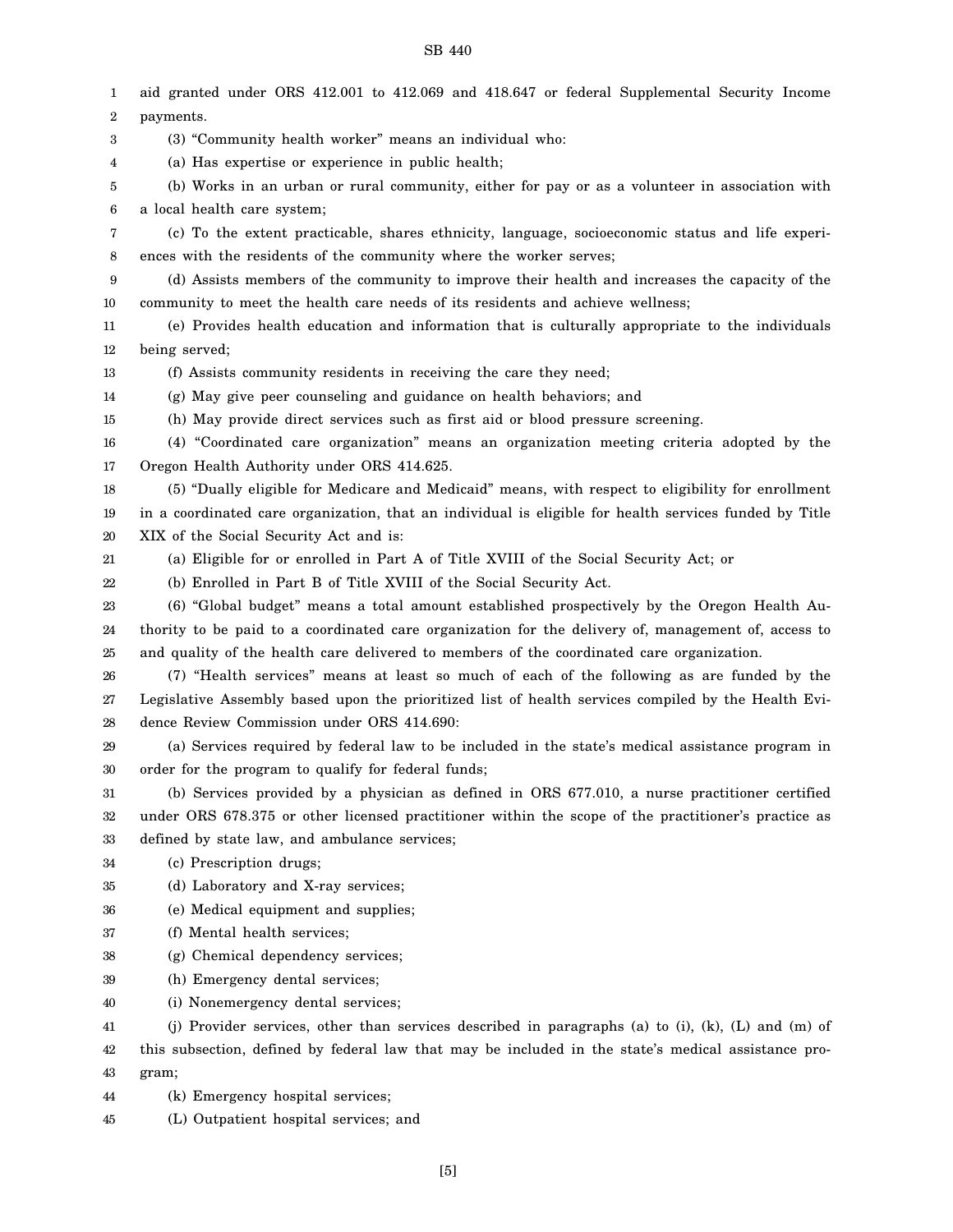aid granted under ORS 412.001 to 412.069 and 418.647 or federal Supplemental Security Income payments.

(3) "Community health worker" means an individual who:

(a) Has expertise or experience in public health;

(b) Works in an urban or rural community, either for pay or as a volunteer in association with a local health care system;

(c) To the extent practicable, shares ethnicity, language, socioeconomic status and life experiences with the residents of the community where the worker serves;

(d) Assists members of the community to improve their health and increases the capacity of the community to meet the health care needs of its residents and achieve wellness;

(e) Provides health education and information that is culturally appropriate to the individuals being served;

(f) Assists community residents in receiving the care they need;

(g) May give peer counseling and guidance on health behaviors; and

(h) May provide direct services such as first aid or blood pressure screening.

(4) "Coordinated care organization" means an organization meeting criteria adopted by the Oregon Health Authority under ORS 414.625.

(5) "Dually eligible for Medicare and Medicaid" means, with respect to eligibility for enrollment in a coordinated care organization, that an individual is eligible for health services funded by Title XIX of the Social Security Act and is:

(a) Eligible for or enrolled in Part A of Title XVIII of the Social Security Act; or

(b) Enrolled in Part B of Title XVIII of the Social Security Act.

(6) "Global budget" means a total amount established prospectively by the Oregon Health Authority to be paid to a coordinated care organization for the delivery of, management of, access to and quality of the health care delivered to members of the coordinated care organization.

(7) "Health services" means at least so much of each of the following as are funded by the Legislative Assembly based upon the prioritized list of health services compiled by the Health Evidence Review Commission under ORS 414.690:

(a) Services required by federal law to be included in the state's medical assistance program in order for the program to qualify for federal funds;

(b) Services provided by a physician as defined in ORS 677.010, a nurse practitioner certified under ORS 678.375 or other licensed practitioner within the scope of the practitioner's practice as defined by state law, and ambulance services;

(c) Prescription drugs;

(d) Laboratory and X-ray services;

(e) Medical equipment and supplies;

(f) Mental health services;

(g) Chemical dependency services;

(h) Emergency dental services;

(i) Nonemergency dental services;

(j) Provider services, other than services described in paragraphs (a) to (i), (k), (L) and (m) of this subsection, defined by federal law that may be included in the state's medical assistance program;

(k) Emergency hospital services;

(L) Outpatient hospital services; and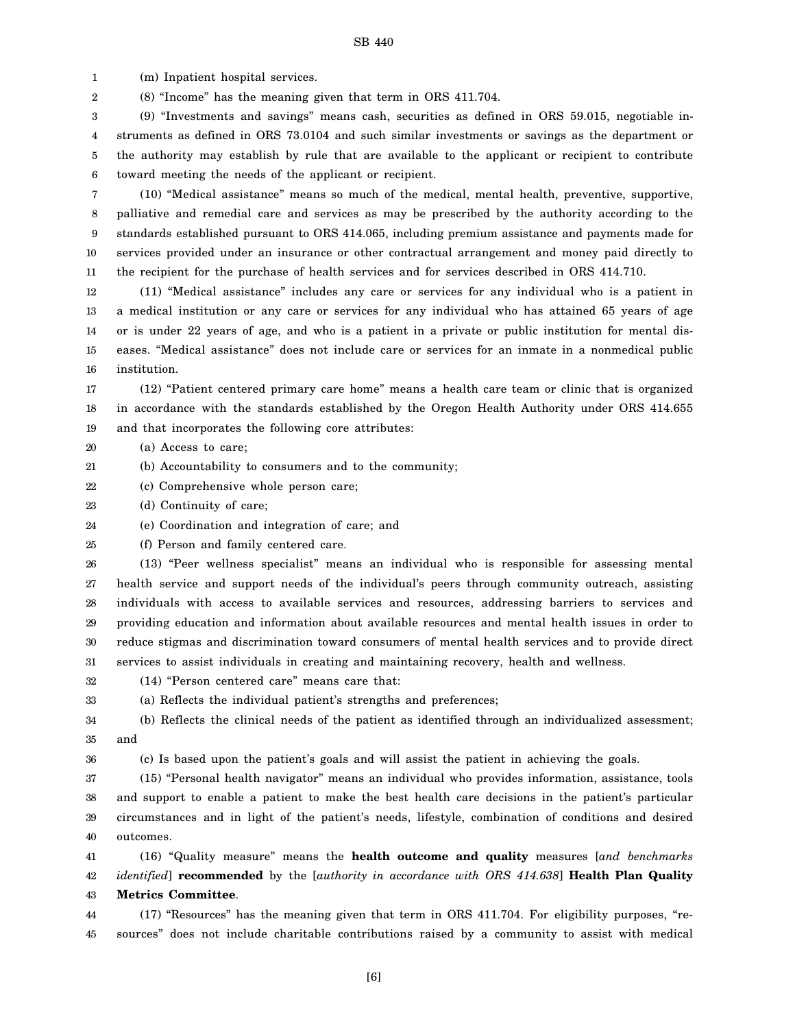(m) Inpatient hospital services.

(8) "Income" has the meaning given that term in ORS 411.704.

(9) "Investments and savings" means cash, securities as defined in ORS 59.015, negotiable instruments as defined in ORS 73.0104 and such similar investments or savings as the department or the authority may establish by rule that are available to the applicant or recipient to contribute toward meeting the needs of the applicant or recipient.

(10) "Medical assistance" means so much of the medical, mental health, preventive, supportive, palliative and remedial care and services as may be prescribed by the authority according to the standards established pursuant to ORS 414.065, including premium assistance and payments made for services provided under an insurance or other contractual arrangement and money paid directly to the recipient for the purchase of health services and for services described in ORS 414.710.

(11) "Medical assistance" includes any care or services for any individual who is a patient in a medical institution or any care or services for any individual who has attained 65 years of age or is under 22 years of age, and who is a patient in a private or public institution for mental diseases. "Medical assistance" does not include care or services for an inmate in a nonmedical public institution.

(12) "Patient centered primary care home" means a health care team or clinic that is organized in accordance with the standards established by the Oregon Health Authority under ORS 414.655 and that incorporates the following core attributes:

(a) Access to care;

(b) Accountability to consumers and to the community;

(c) Comprehensive whole person care;

(d) Continuity of care;

(e) Coordination and integration of care; and

(f) Person and family centered care.

(13) "Peer wellness specialist" means an individual who is responsible for assessing mental health service and support needs of the individual's peers through community outreach, assisting individuals with access to available services and resources, addressing barriers to services and providing education and information about available resources and mental health issues in order to reduce stigmas and discrimination toward consumers of mental health services and to provide direct services to assist individuals in creating and maintaining recovery, health and wellness.

(14) "Person centered care" means care that:

(a) Reflects the individual patient's strengths and preferences;

(b) Reflects the clinical needs of the patient as identified through an individualized assessment; and

(c) Is based upon the patient's goals and will assist the patient in achieving the goals.

(15) "Personal health navigator" means an individual who provides information, assistance, tools and support to enable a patient to make the best health care decisions in the patient's particular circumstances and in light of the patient's needs, lifestyle, combination of conditions and desired outcomes.

(16) "Quality measure" means the **health outcome and quality** measures [*and benchmarks identified*] **recommended** by the [*authority in accordance with ORS 414.638*] **Health Plan Quality Metrics Committee**.

(17) "Resources" has the meaning given that term in ORS 411.704. For eligibility purposes, "resources" does not include charitable contributions raised by a community to assist with medical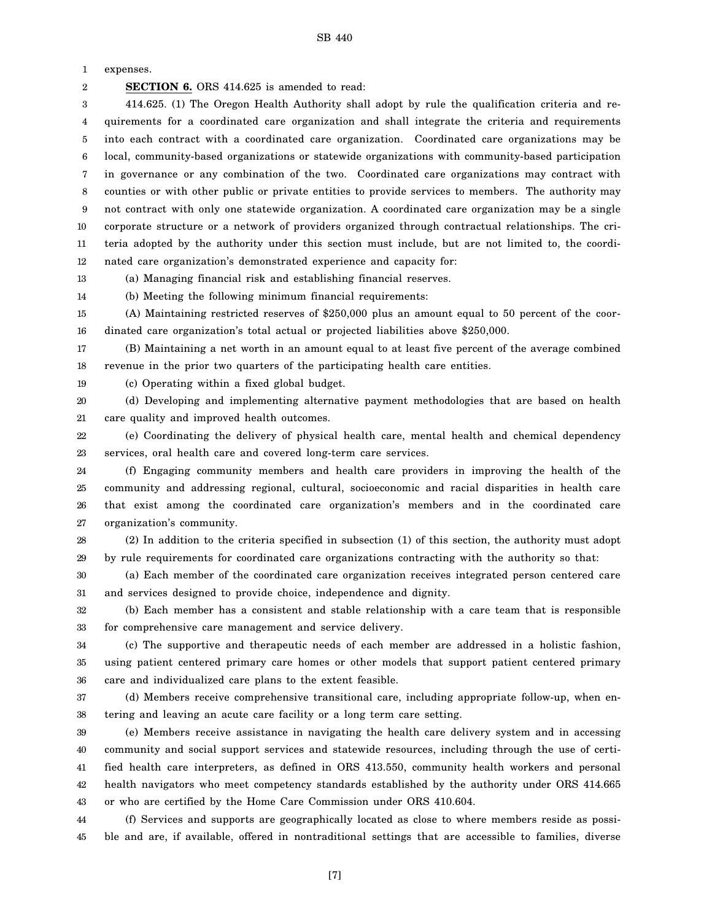expenses.

**SECTION 6.** ORS 414.625 is amended to read:

414.625. (1) The Oregon Health Authority shall adopt by rule the qualification criteria and requirements for a coordinated care organization and shall integrate the criteria and requirements into each contract with a coordinated care organization. Coordinated care organizations may be local, community-based organizations or statewide organizations with community-based participation in governance or any combination of the two. Coordinated care organizations may contract with counties or with other public or private entities to provide services to members. The authority may not contract with only one statewide organization. A coordinated care organization may be a single corporate structure or a network of providers organized through contractual relationships. The criteria adopted by the authority under this section must include, but are not limited to, the coordinated care organization's demonstrated experience and capacity for:

(a) Managing financial risk and establishing financial reserves.

(b) Meeting the following minimum financial requirements:

(A) Maintaining restricted reserves of $250,000 plus an amount equal to 50 percent of the coordinated care organization's total actual or projected liabilities above $250,000.

(B) Maintaining a net worth in an amount equal to at least five percent of the average combined revenue in the prior two quarters of the participating health care entities.

(c) Operating within a fixed global budget.

(d) Developing and implementing alternative payment methodologies that are based on health care quality and improved health outcomes.

(e) Coordinating the delivery of physical health care, mental health and chemical dependency services, oral health care and covered long-term care services.

(f) Engaging community members and health care providers in improving the health of the community and addressing regional, cultural, socioeconomic and racial disparities in health care that exist among the coordinated care organization's members and in the coordinated care organization's community.

(2) In addition to the criteria specified in subsection (1) of this section, the authority must adopt by rule requirements for coordinated care organizations contracting with the authority so that:

(a) Each member of the coordinated care organization receives integrated person centered care and services designed to provide choice, independence and dignity.

(b) Each member has a consistent and stable relationship with a care team that is responsible for comprehensive care management and service delivery.

(c) The supportive and therapeutic needs of each member are addressed in a holistic fashion, using patient centered primary care homes or other models that support patient centered primary care and individualized care plans to the extent feasible.

(d) Members receive comprehensive transitional care, including appropriate follow-up, when entering and leaving an acute care facility or a long term care setting.

(e) Members receive assistance in navigating the health care delivery system and in accessing community and social support services and statewide resources, including through the use of certified health care interpreters, as defined in ORS 413.550, community health workers and personal health navigators who meet competency standards established by the authority under ORS 414.665 or who are certified by the Home Care Commission under ORS 410.604.

(f) Services and supports are geographically located as close to where members reside as possible and are, if available, offered in nontraditional settings that are accessible to families, diverse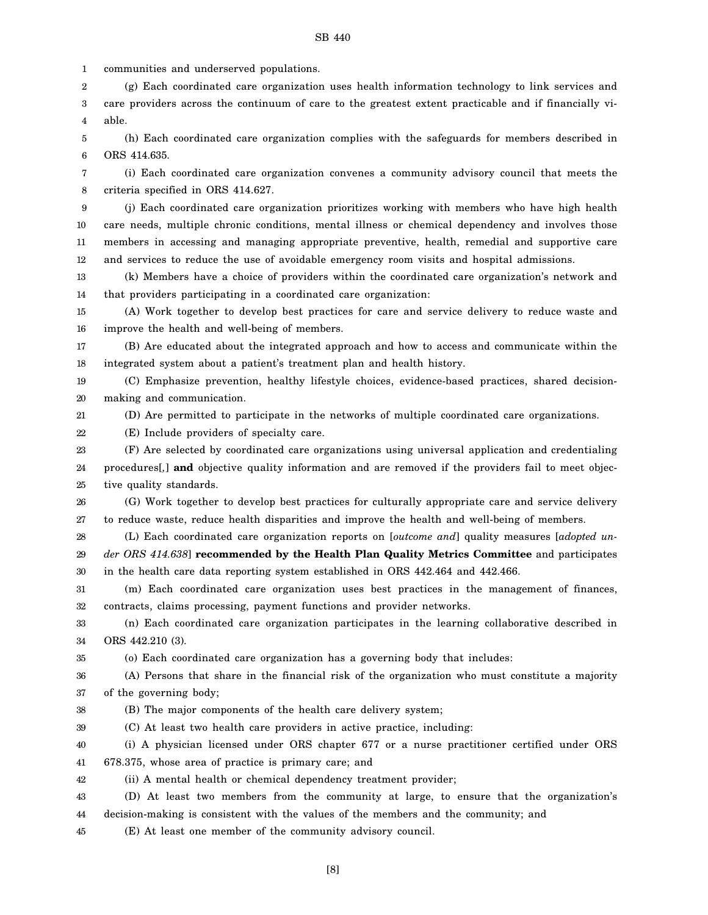communities and underserved populations.

(g) Each coordinated care organization uses health information technology to link services and care providers across the continuum of care to the greatest extent practicable and if financially viable.

(h) Each coordinated care organization complies with the safeguards for members described in ORS 414.635.

(i) Each coordinated care organization convenes a community advisory council that meets the criteria specified in ORS 414.627.

(j) Each coordinated care organization prioritizes working with members who have high health care needs, multiple chronic conditions, mental illness or chemical dependency and involves those members in accessing and managing appropriate preventive, health, remedial and supportive care and services to reduce the use of avoidable emergency room visits and hospital admissions.

(k) Members have a choice of providers within the coordinated care organization's network and that providers participating in a coordinated care organization:

(A) Work together to develop best practices for care and service delivery to reduce waste and improve the health and well-being of members.

(B) Are educated about the integrated approach and how to access and communicate within the integrated system about a patient's treatment plan and health history.

(C) Emphasize prevention, healthy lifestyle choices, evidence-based practices, shared decision-making and communication.

(D) Are permitted to participate in the networks of multiple coordinated care organizations.

(E) Include providers of specialty care.

(F) Are selected by coordinated care organizations using universal application and credentialing procedures[,] **and** objective quality information and are removed if the providers fail to meet objective quality standards.

(G) Work together to develop best practices for culturally appropriate care and service delivery to reduce waste, reduce health disparities and improve the health and well-being of members.

(L) Each coordinated care organization reports on [*outcome and*] quality measures [*adopted under ORS 414.638*] **recommended by the Health Plan Quality Metrics Committee** and participates in the health care data reporting system established in ORS 442.464 and 442.466.

(m) Each coordinated care organization uses best practices in the management of finances, contracts, claims processing, payment functions and provider networks.

(n) Each coordinated care organization participates in the learning collaborative described in ORS 442.210 (3).

(o) Each coordinated care organization has a governing body that includes:

(A) Persons that share in the financial risk of the organization who must constitute a majority of the governing body;

(B) The major components of the health care delivery system;

(C) At least two health care providers in active practice, including:

(i) A physician licensed under ORS chapter 677 or a nurse practitioner certified under ORS 678.375, whose area of practice is primary care; and

(ii) A mental health or chemical dependency treatment provider;

(D) At least two members from the community at large, to ensure that the organization's decision-making is consistent with the values of the members and the community; and

(E) At least one member of the community advisory council.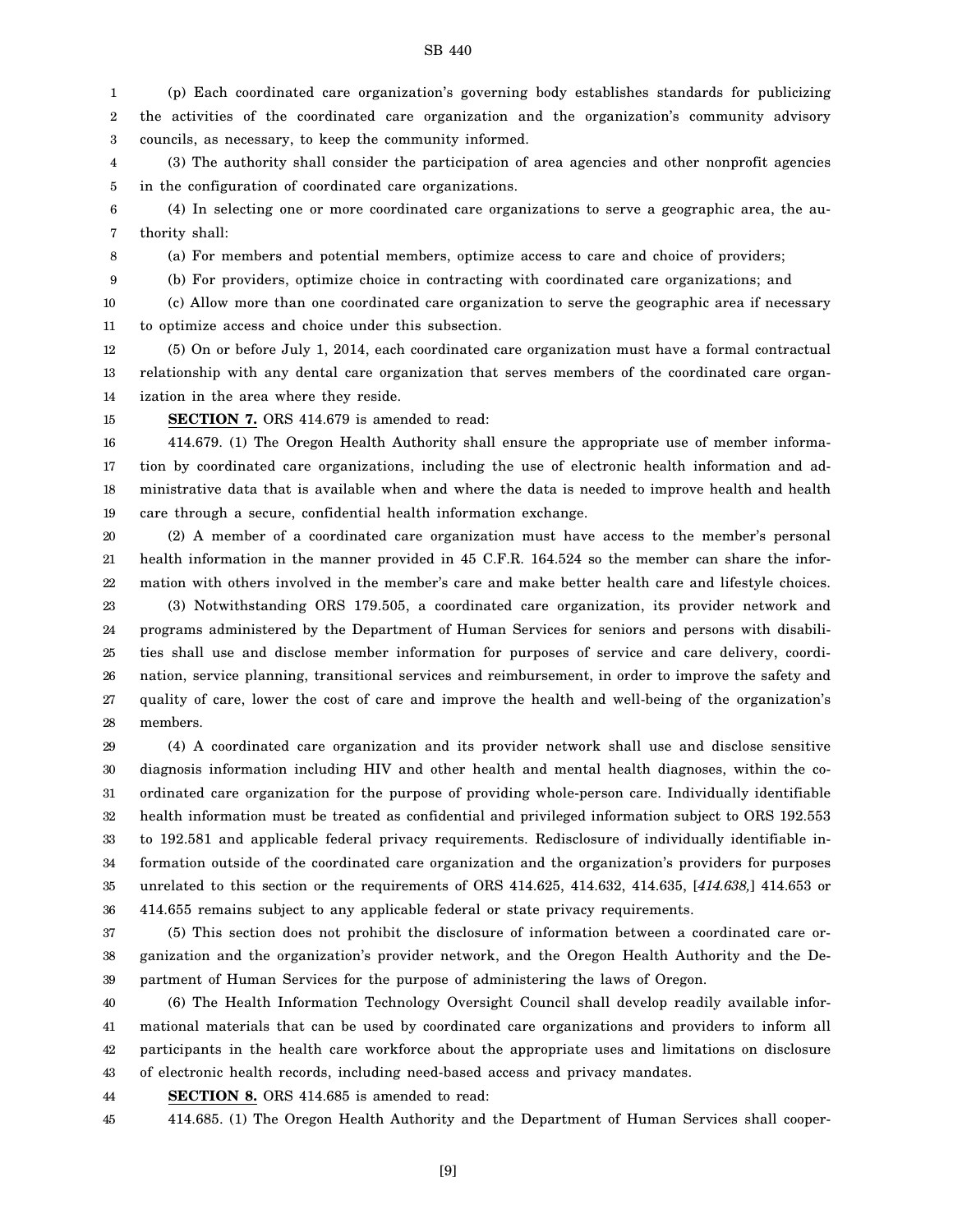(p) Each coordinated care organization's governing body establishes standards for publicizing the activities of the coordinated care organization and the organization's community advisory councils, as necessary, to keep the community informed.

(3) The authority shall consider the participation of area agencies and other nonprofit agencies in the configuration of coordinated care organizations.

(4) In selecting one or more coordinated care organizations to serve a geographic area, the authority shall:

(a) For members and potential members, optimize access to care and choice of providers;

(b) For providers, optimize choice in contracting with coordinated care organizations; and

(c) Allow more than one coordinated care organization to serve the geographic area if necessary to optimize access and choice under this subsection.

(5) On or before July 1, 2014, each coordinated care organization must have a formal contractual relationship with any dental care organization that serves members of the coordinated care organization in the area where they reside.

**SECTION 7.** ORS 414.679 is amended to read:

414.679. (1) The Oregon Health Authority shall ensure the appropriate use of member information by coordinated care organizations, including the use of electronic health information and administrative data that is available when and where the data is needed to improve health and health care through a secure, confidential health information exchange.

(2) A member of a coordinated care organization must have access to the member's personal health information in the manner provided in 45 C.F.R. 164.524 so the member can share the information with others involved in the member's care and make better health care and lifestyle choices.

(3) Notwithstanding ORS 179.505, a coordinated care organization, its provider network and programs administered by the Department of Human Services for seniors and persons with disabilities shall use and disclose member information for purposes of service and care delivery, coordination, service planning, transitional services and reimbursement, in order to improve the safety and quality of care, lower the cost of care and improve the health and well-being of the organization's members.

(4) A coordinated care organization and its provider network shall use and disclose sensitive diagnosis information including HIV and other health and mental health diagnoses, within the coordinated care organization for the purpose of providing whole-person care. Individually identifiable health information must be treated as confidential and privileged information subject to ORS 192.553 to 192.581 and applicable federal privacy requirements. Redisclosure of individually identifiable information outside of the coordinated care organization and the organization's providers for purposes unrelated to this section or the requirements of ORS 414.625, 414.632, 414.635, [*414.638,*] 414.653 or 414.655 remains subject to any applicable federal or state privacy requirements.

(5) This section does not prohibit the disclosure of information between a coordinated care organization and the organization's provider network, and the Oregon Health Authority and the Department of Human Services for the purpose of administering the laws of Oregon.

(6) The Health Information Technology Oversight Council shall develop readily available informational materials that can be used by coordinated care organizations and providers to inform all participants in the health care workforce about the appropriate uses and limitations on disclosure of electronic health records, including need-based access and privacy mandates.

**SECTION 8.** ORS 414.685 is amended to read:

414.685. (1) The Oregon Health Authority and the Department of Human Services shall cooper-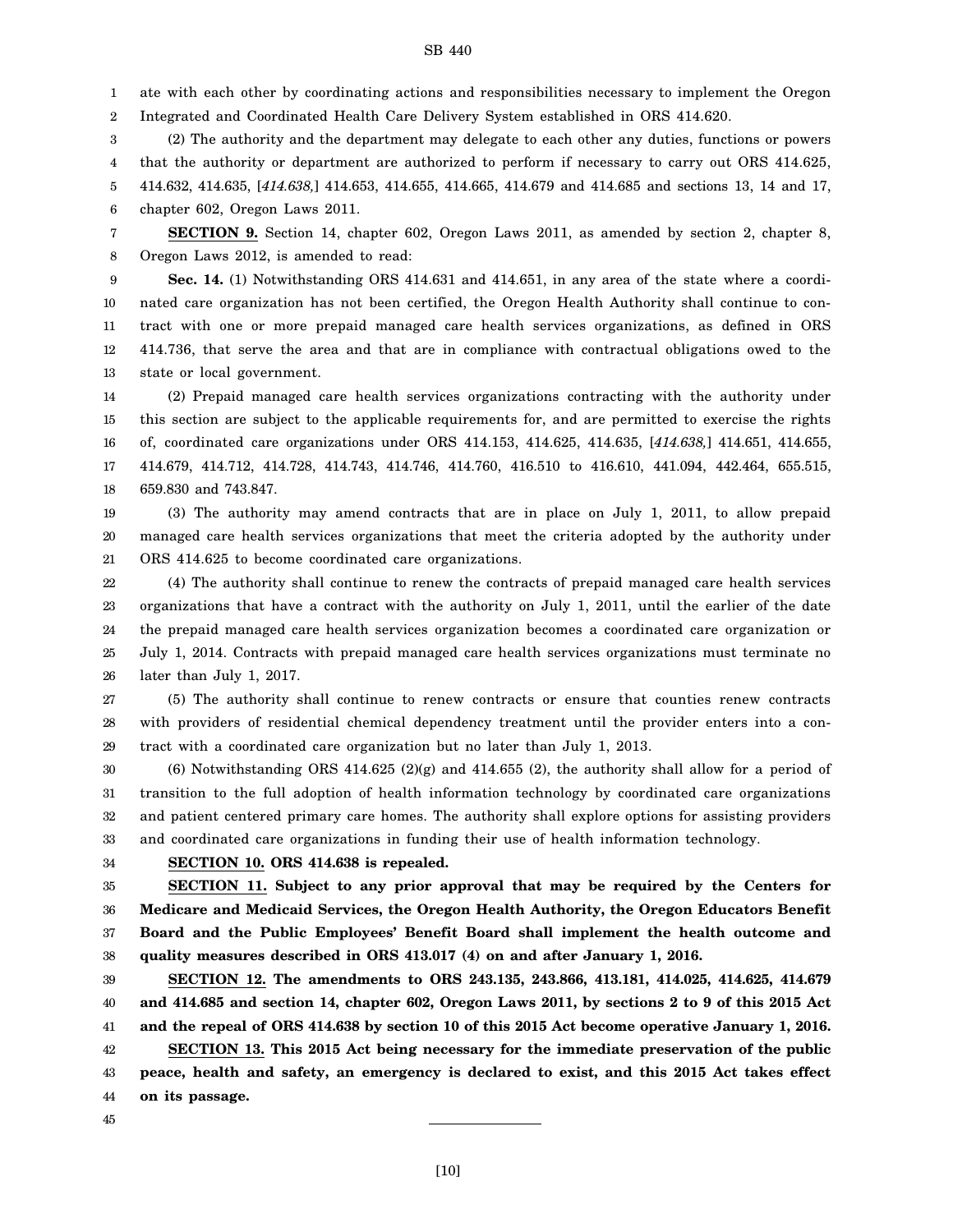ate with each other by coordinating actions and responsibilities necessary to implement the Oregon Integrated and Coordinated Health Care Delivery System established in ORS 414.620.

(2) The authority and the department may delegate to each other any duties, functions or powers that the authority or department are authorized to perform if necessary to carry out ORS 414.625, 414.632, 414.635, [*414.638,*] 414.653, 414.655, 414.665, 414.679 and 414.685 and sections 13, 14 and 17, chapter 602, Oregon Laws 2011.

**SECTION 9.** Section 14, chapter 602, Oregon Laws 2011, as amended by section 2, chapter 8, Oregon Laws 2012, is amended to read:

**Sec. 14.** (1) Notwithstanding ORS 414.631 and 414.651, in any area of the state where a coordinated care organization has not been certified, the Oregon Health Authority shall continue to contract with one or more prepaid managed care health services organizations, as defined in ORS 414.736, that serve the area and that are in compliance with contractual obligations owed to the state or local government.

(2) Prepaid managed care health services organizations contracting with the authority under this section are subject to the applicable requirements for, and are permitted to exercise the rights of, coordinated care organizations under ORS 414.153, 414.625, 414.635, [*414.638,*] 414.651, 414.655, 414.679, 414.712, 414.728, 414.743, 414.746, 414.760, 416.510 to 416.610, 441.094, 442.464, 655.515, 659.830 and 743.847.

(3) The authority may amend contracts that are in place on July 1, 2011, to allow prepaid managed care health services organizations that meet the criteria adopted by the authority under ORS 414.625 to become coordinated care organizations.

(4) The authority shall continue to renew the contracts of prepaid managed care health services organizations that have a contract with the authority on July 1, 2011, until the earlier of the date the prepaid managed care health services organization becomes a coordinated care organization or July 1, 2014. Contracts with prepaid managed care health services organizations must terminate no later than July 1, 2017.

(5) The authority shall continue to renew contracts or ensure that counties renew contracts with providers of residential chemical dependency treatment until the provider enters into a contract with a coordinated care organization but no later than July 1, 2013.

(6) Notwithstanding ORS 414.625 (2)(g) and 414.655 (2), the authority shall allow for a period of transition to the full adoption of health information technology by coordinated care organizations and patient centered primary care homes. The authority shall explore options for assisting providers and coordinated care organizations in funding their use of health information technology.

**SECTION 10. ORS 414.638 is repealed.**

**SECTION 11. Subject to any prior approval that may be required by the Centers for Medicare and Medicaid Services, the Oregon Health Authority, the Oregon Educators Benefit Board and the Public Employees' Benefit Board shall implement the health outcome and quality measures described in ORS 413.017 (4) on and after January 1, 2016.**

**SECTION 12. The amendments to ORS 243.135, 243.866, 413.181, 414.025, 414.625, 414.679 and 414.685 and section 14, chapter 602, Oregon Laws 2011, by sections 2 to 9 of this 2015 Act and the repeal of ORS 414.638 by section 10 of this 2015 Act become operative January 1, 2016.**

**SECTION 13. This 2015 Act being necessary for the immediate preservation of the public peace, health and safety, an emergency is declared to exist, and this 2015 Act takes effect on its passage.**